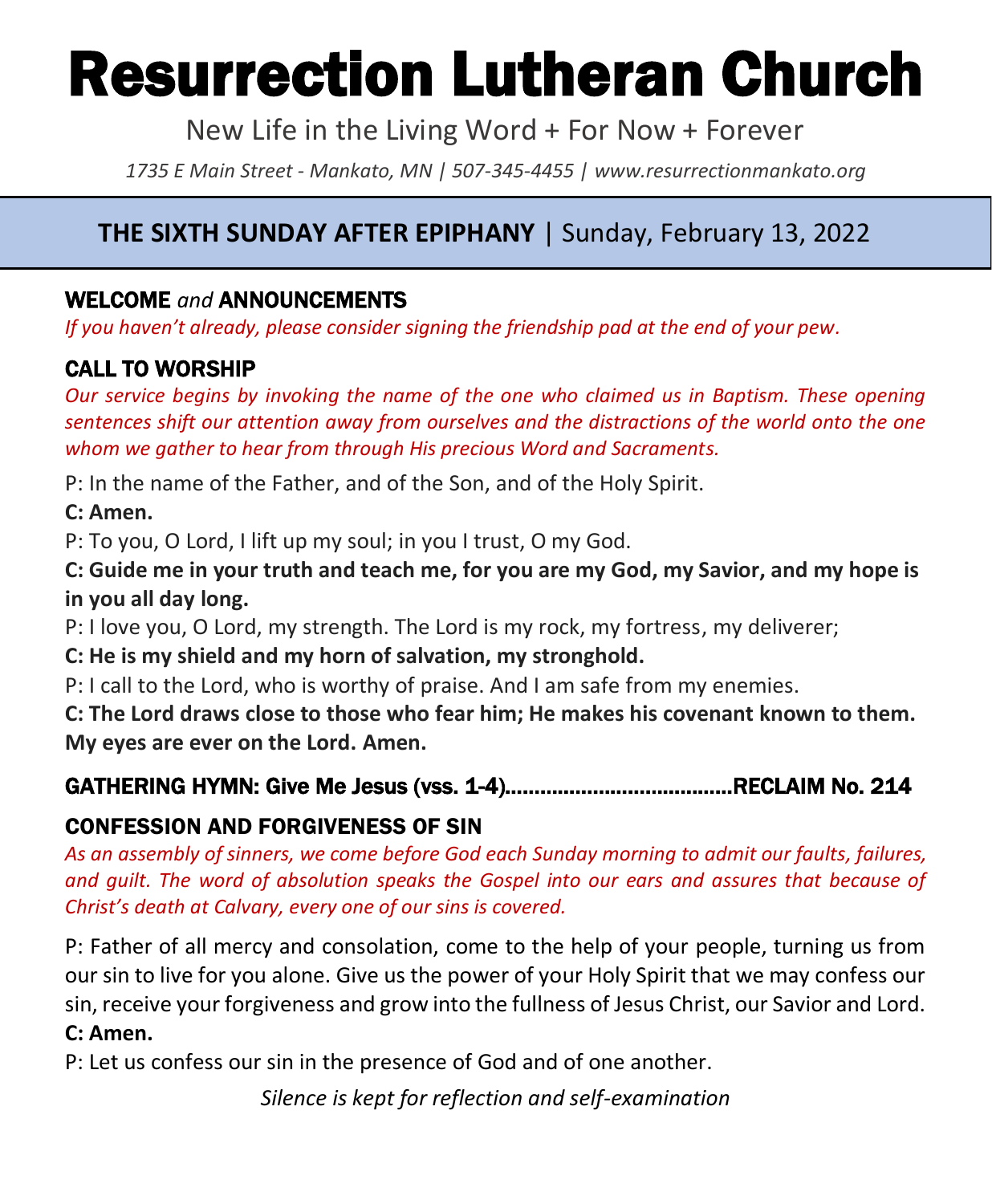# Resurrection Lutheran Church

New Life in the Living Word + For Now + Forever

*1735 E Main Street - Mankato, MN | 507-345-4455 | www.resurrectionmankato.org*

## THE SIXTH SUNDAY AFTER EPIPHANY | Sunday, February 13, 2022

### WELCOME *and* ANNOUNCEMENTS

*If you haven't already, please consider signing the friendship pad at the end of your pew.*

### CALL TO WORSHIP

*Our service begins by invoking the name of the one who claimed us in Baptism. These opening sentences shift our attention away from ourselves and the distractions of the world onto the one whom we gather to hear from through His precious Word and Sacraments.*

P: In the name of the Father, and of the Son, and of the Holy Spirit.

**C: Amen.**

P: To you, O Lord, I lift up my soul; in you I trust, O my God.

**C: Guide me in your truth and teach me, for you are my God, my Savior, and my hope is in you all day long.**

P: I love you, O Lord, my strength. The Lord is my rock, my fortress, my deliverer;

**C: He is my shield and my horn of salvation, my stronghold.**

P: I call to the Lord, who is worthy of praise. And I am safe from my enemies.

**C: The Lord draws close to those who fear him; He makes his covenant known to them. My eyes are ever on the Lord. Amen.**

### GATHERING HYMN: Give Me Jesus (vss. 1-4)......................................RECLAIM No. 214

### CONFESSION AND FORGIVENESS OF SIN

*As an assembly of sinners, we come before God each Sunday morning to admit our faults, failures, and guilt. The word of absolution speaks the Gospel into our ears and assures that because of Christ's death at Calvary, every one of our sins is covered.*

P: Father of all mercy and consolation, come to the help of your people, turning us from our sin to live for you alone. Give us the power of your Holy Spirit that we may confess our sin, receive your forgiveness and grow into the fullness of Jesus Christ, our Savior and Lord.

**C: Amen.**

P: Let us confess our sin in the presence of God and of one another.

*Silence is kept for reflection and self-examination*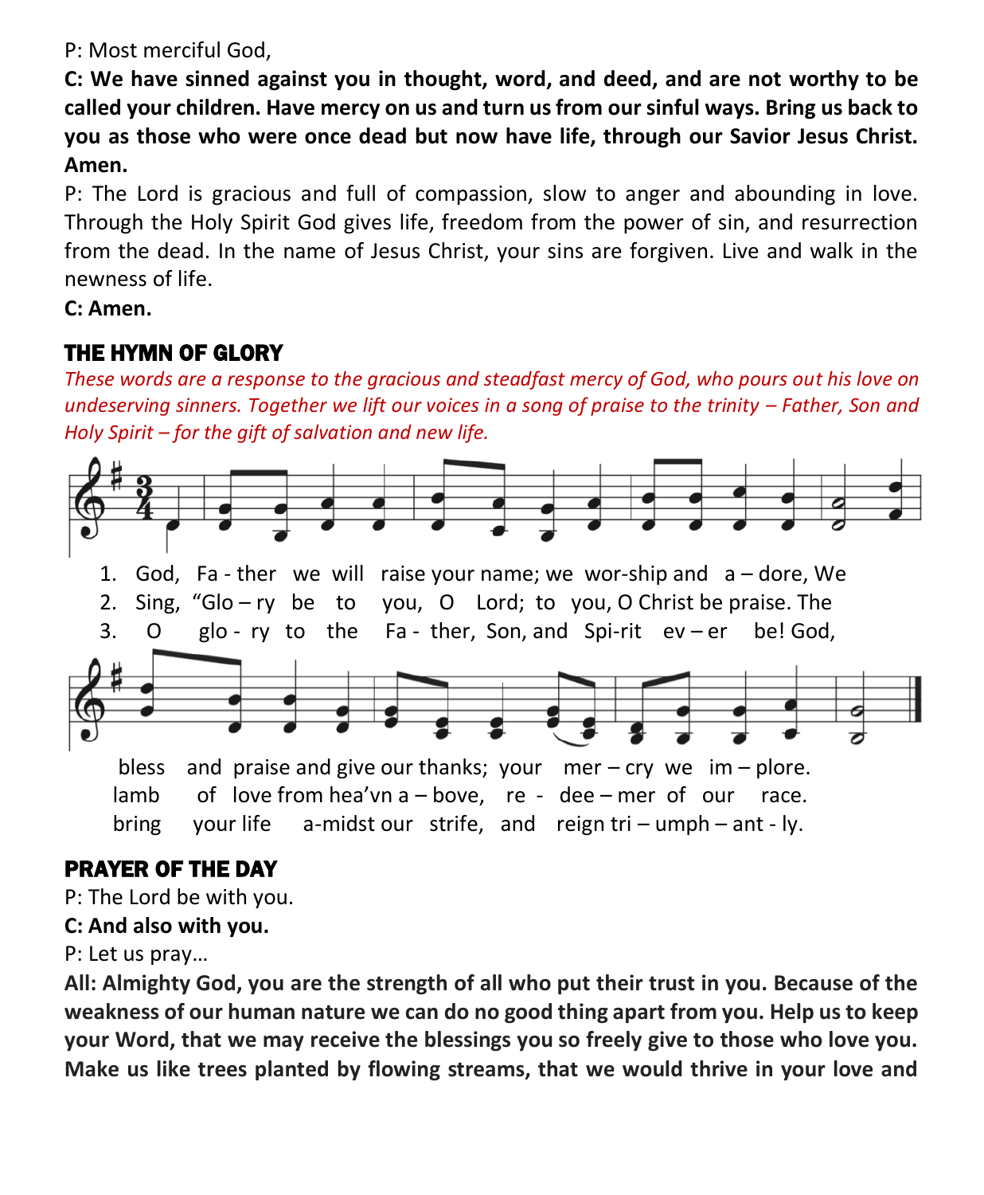P: Most merciful God,

**C: We have sinned against you in thought, word, and deed, and are not worthy to be called your children. Have mercy on us and turn us from our sinful ways. Bring us back to you as those who were once dead but now have life, through our Savior Jesus Christ. Amen.**

P: The Lord is gracious and full of compassion, slow to anger and abounding in love. Through the Holy Spirit God gives life, freedom from the power of sin, and resurrection from the dead. In the name of Jesus Christ, your sins are forgiven. Live and walk in the newness of life.

**C: Amen.**

## THE HYMN OF GLORY

*These words are a response to the gracious and steadfast mercy of God, who pours out his love on undeserving sinners. Together we lift our voices in a song of praise to the trinity – Father, Son and Holy Spirit – for the gift of salvation and new life.*

1. God, Fa - ther we will raise your name; we wor-ship and a – dore, We
2. Sing, "Glo – ry be to you, O Lord; to you, O Christ be praise. The
3. O glo - ry to the Fa - ther, Son, and Spi-rit ev – er be! God,

bless and praise and give our thanks; your mer – cry we im – plore.
lamb of love from hea'vn a – bove, re - dee – mer of our race.
bring your life a-midst our strife, and reign tri – umph – ant - ly.

## PRAYER OF THE DAY

P: The Lord be with you.

**C: And also with you.**

P: Let us pray…

**All: Almighty God, you are the strength of all who put their trust in you. Because of the weakness of our human nature we can do no good thing apart from you. Help us to keep your Word, that we may receive the blessings you so freely give to those who love you. Make us like trees planted by flowing streams, that we would thrive in your love and**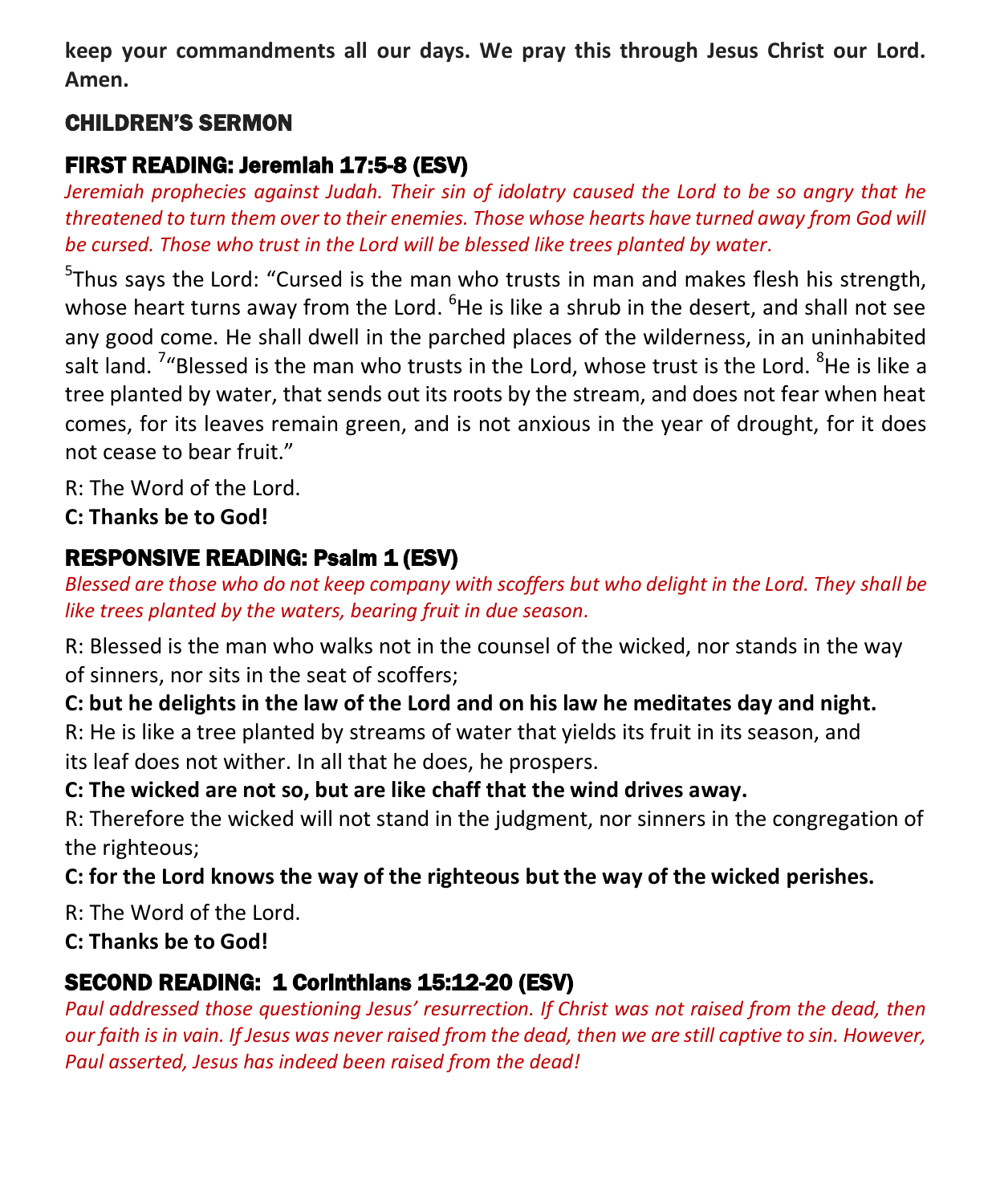**keep your commandments all our days. We pray this through Jesus Christ our Lord. Amen.**

## CHILDREN'S SERMON

## FIRST READING: Jeremiah 17:5-8 (ESV)

*Jeremiah prophecies against Judah. Their sin of idolatry caused the Lord to be so angry that he threatened to turn them over to their enemies. Those whose hearts have turned away from God will be cursed. Those who trust in the Lord will be blessed like trees planted by water.*

[5]Thus says the Lord: "Cursed is the man who trusts in man and makes flesh his strength, whose heart turns away from the Lord. [6]He is like a shrub in the desert, and shall not see any good come. He shall dwell in the parched places of the wilderness, in an uninhabited salt land. [7]"Blessed is the man who trusts in the Lord, whose trust is the Lord. [8]He is like a tree planted by water, that sends out its roots by the stream, and does not fear when heat comes, for its leaves remain green, and is not anxious in the year of drought, for it does not cease to bear fruit."

R: The Word of the Lord.

**C: Thanks be to God!**

## RESPONSIVE READING: Psalm 1 (ESV)

*Blessed are those who do not keep company with scoffers but who delight in the Lord. They shall be like trees planted by the waters, bearing fruit in due season.*

R: Blessed is the man who walks not in the counsel of the wicked, nor stands in the way of sinners, nor sits in the seat of scoffers;

**C: but he delights in the law of the Lord and on his law he meditates day and night.**

R: He is like a tree planted by streams of water that yields its fruit in its season, and its leaf does not wither. In all that he does, he prospers.

**C: The wicked are not so, but are like chaff that the wind drives away.**

R: Therefore the wicked will not stand in the judgment, nor sinners in the congregation of the righteous;

**C: for the Lord knows the way of the righteous but the way of the wicked perishes.**

R: The Word of the Lord.

**C: Thanks be to God!**

## SECOND READING: 1 Corinthians 15:12-20 (ESV)

*Paul addressed those questioning Jesus' resurrection. If Christ was not raised from the dead, then our faith is in vain. If Jesus was never raised from the dead, then we are still captive to sin. However, Paul asserted, Jesus has indeed been raised from the dead!*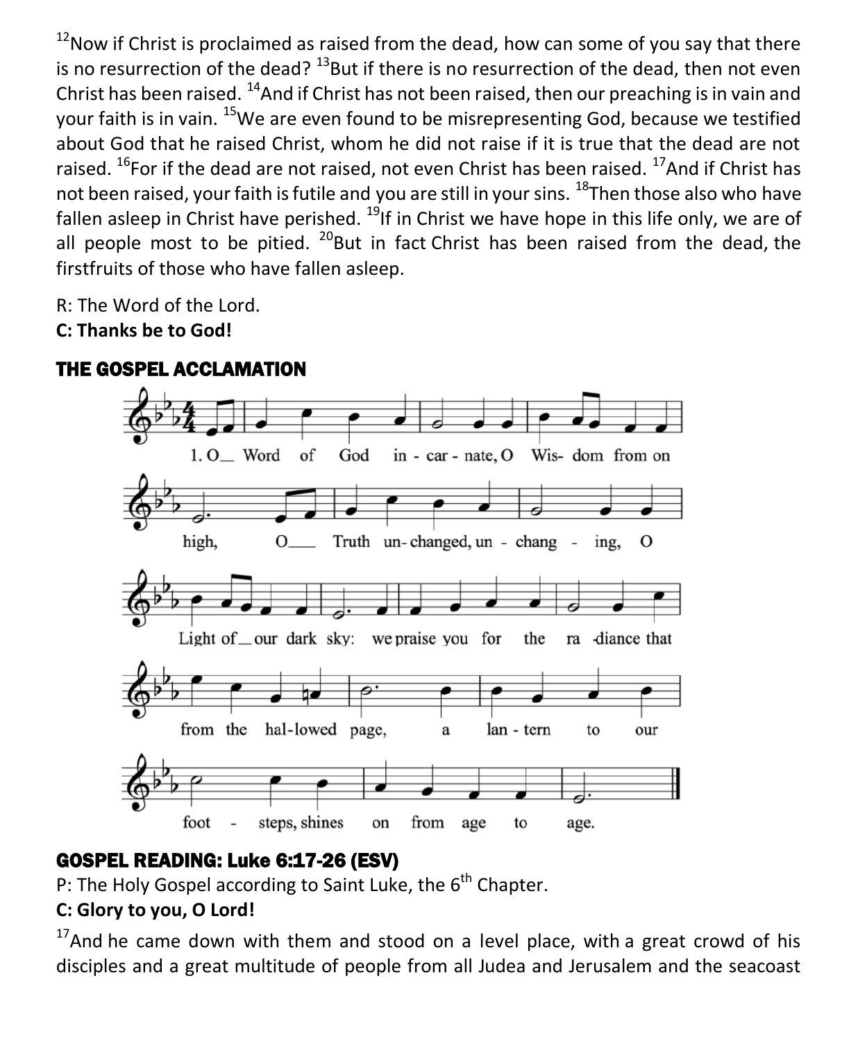[12]Now if Christ is proclaimed as raised from the dead, how can some of you say that there is no resurrection of the dead? [13]But if there is no resurrection of the dead, then not even Christ has been raised. [14]And if Christ has not been raised, then our preaching is in vain and your faith is in vain. [15]We are even found to be misrepresenting God, because we testified about God that he raised Christ, whom he did not raise if it is true that the dead are not raised. [16]For if the dead are not raised, not even Christ has been raised. [17]And if Christ has not been raised, your faith is futile and you are still in your sins. [18]Then those also who have fallen asleep in Christ have perished. [19]If in Christ we have hope in this life only, we are of all people most to be pitied. [20]But in fact Christ has been raised from the dead, the firstfruits of those who have fallen asleep.

R: The Word of the Lord.
**C: Thanks be to God!**

## THE GOSPEL ACCLAMATION

1. O Word of God incarnate, O Wisdom from on high, O Truth unchanged, unchanging, O Light of our dark sky: we praise you for the radiance that from the hallowed page, a lantern to our footsteps, shines on from age to age.

## GOSPEL READING: Luke 6:17-26 (ESV)

P: The Holy Gospel according to Saint Luke, the 6th Chapter.
**C: Glory to you, O Lord!**

[17]And he came down with them and stood on a level place, with a great crowd of his disciples and a great multitude of people from all Judea and Jerusalem and the seacoast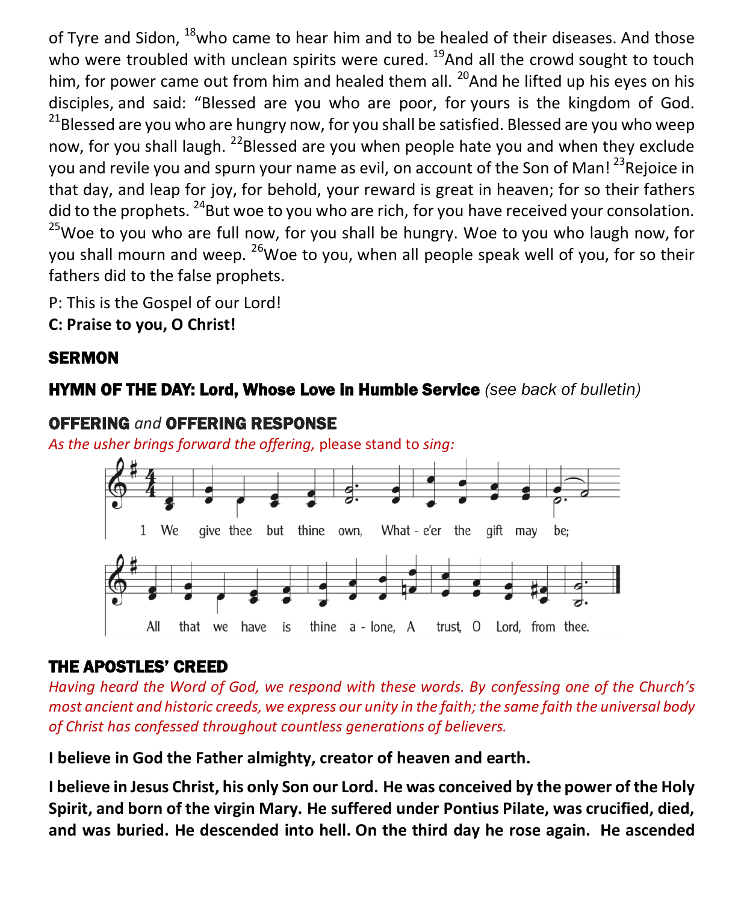of Tyre and Sidon, [18]who came to hear him and to be healed of their diseases. And those who were troubled with unclean spirits were cured. [19]And all the crowd sought to touch him, for power came out from him and healed them all. [20]And he lifted up his eyes on his disciples, and said: "Blessed are you who are poor, for yours is the kingdom of God. [21]Blessed are you who are hungry now, for you shall be satisfied. Blessed are you who weep now, for you shall laugh. [22]Blessed are you when people hate you and when they exclude you and revile you and spurn your name as evil, on account of the Son of Man! [23]Rejoice in that day, and leap for joy, for behold, your reward is great in heaven; for so their fathers did to the prophets. [24]But woe to you who are rich, for you have received your consolation. [25]Woe to you who are full now, for you shall be hungry. Woe to you who laugh now, for you shall mourn and weep. [26]Woe to you, when all people speak well of you, for so their fathers did to the false prophets.

P: This is the Gospel of our Lord!
**C: Praise to you, O Christ!**

## SERMON

## HYMN OF THE DAY: Lord, Whose Love in Humble Service *(see back of bulletin)*

## OFFERING *and* OFFERING RESPONSE

*As the usher brings forward the offering,* please stand to *sing:*

1 We give thee but thine own, What-e'er the gift may be;
All that we have is thine a-lone, A trust, O Lord, from thee.

## THE APOSTLES' CREED

*Having heard the Word of God, we respond with these words. By confessing one of the Church's most ancient and historic creeds, we express our unity in the faith; the same faith the universal body of Christ has confessed throughout countless generations of believers.*

**I believe in God the Father almighty, creator of heaven and earth.**

**I believe in Jesus Christ, his only Son our Lord. He was conceived by the power of the Holy Spirit, and born of the virgin Mary. He suffered under Pontius Pilate, was crucified, died, and was buried. He descended into hell. On the third day he rose again. He ascended**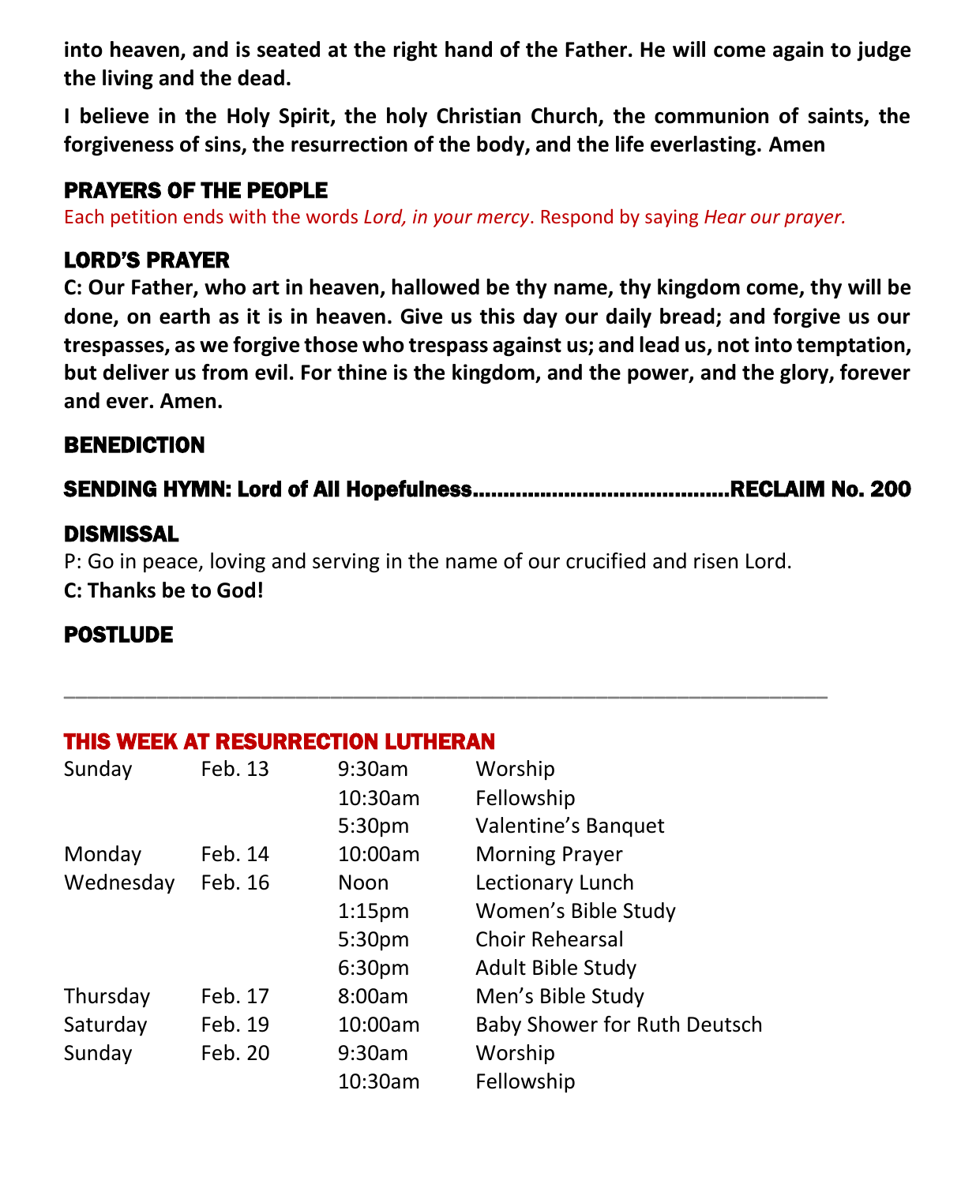**into heaven, and is seated at the right hand of the Father. He will come again to judge the living and the dead.**

**I believe in the Holy Spirit, the holy Christian Church, the communion of saints, the forgiveness of sins, the resurrection of the body, and the life everlasting. Amen**

## PRAYERS OF THE PEOPLE

Each petition ends with the words *Lord, in your mercy*. Respond by saying *Hear our prayer.*

## LORD'S PRAYER

**C: Our Father, who art in heaven, hallowed be thy name, thy kingdom come, thy will be done, on earth as it is in heaven. Give us this day our daily bread; and forgive us our trespasses, as we forgive those who trespass against us; and lead us, not into temptation, but deliver us from evil. For thine is the kingdom, and the power, and the glory, forever and ever. Amen.**

## BENEDICTION

## SENDING HYMN: Lord of All Hopefulness..........................................RECLAIM No. 200

## DISMISSAL

P: Go in peace, loving and serving in the name of our crucified and risen Lord.

**C: Thanks be to God!**

## POSTLUDE

---

## THIS WEEK AT RESURRECTION LUTHERAN

| | | | |
|---|---|---|---|
| Sunday | Feb. 13 | 9:30am | Worship |
| | | 10:30am | Fellowship |
| | | 5:30pm | Valentine's Banquet |
| Monday | Feb. 14 | 10:00am | Morning Prayer |
| Wednesday | Feb. 16 | Noon | Lectionary Lunch |
| | | 1:15pm | Women's Bible Study |
| | | 5:30pm | Choir Rehearsal |
| | | 6:30pm | Adult Bible Study |
| Thursday | Feb. 17 | 8:00am | Men's Bible Study |
| Saturday | Feb. 19 | 10:00am | Baby Shower for Ruth Deutsch |
| Sunday | Feb. 20 | 9:30am | Worship |
| | | 10:30am | Fellowship |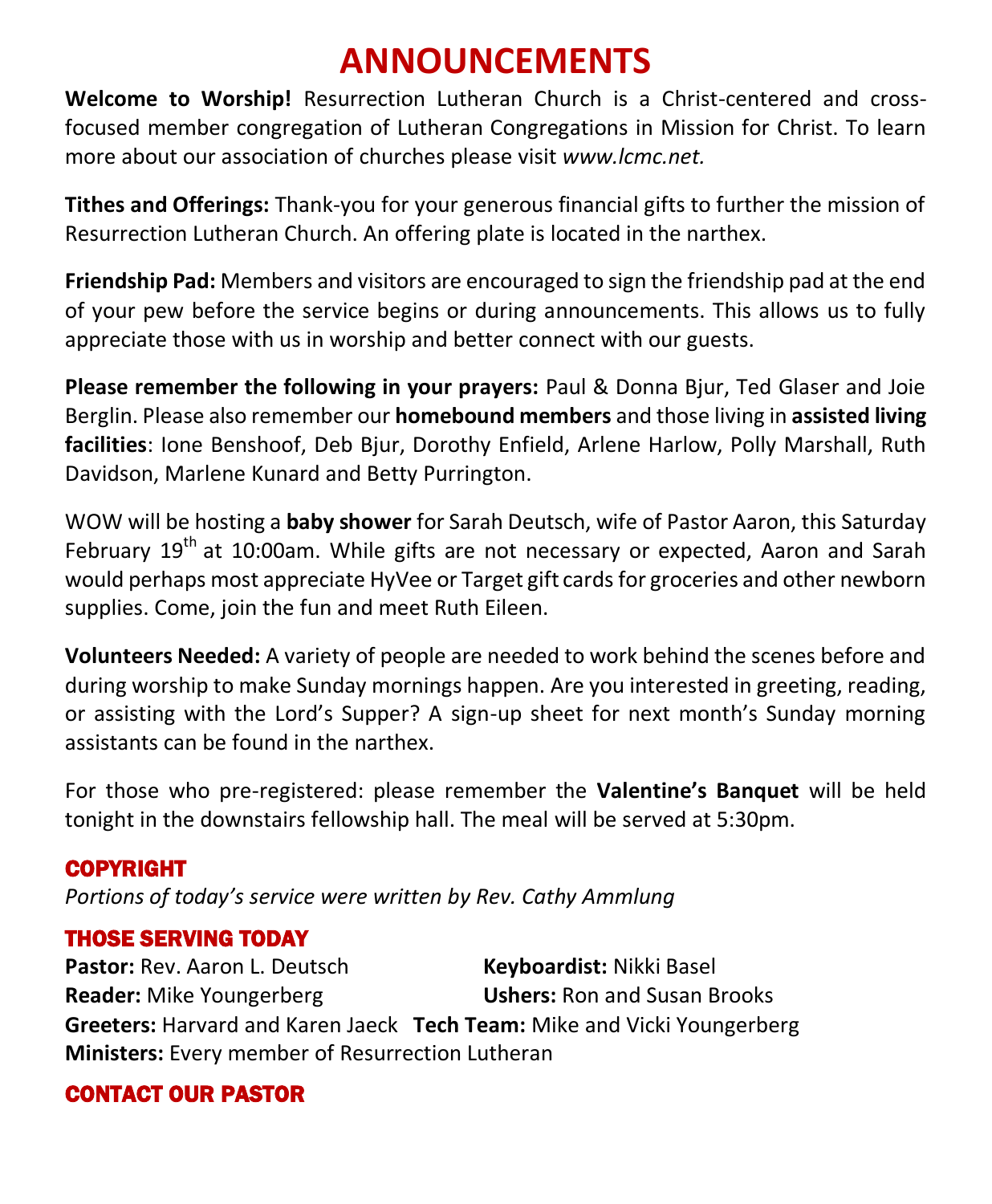# ANNOUNCEMENTS

**Welcome to Worship!** Resurrection Lutheran Church is a Christ-centered and cross-focused member congregation of Lutheran Congregations in Mission for Christ. To learn more about our association of churches please visit *www.lcmc.net.*

**Tithes and Offerings:** Thank-you for your generous financial gifts to further the mission of Resurrection Lutheran Church. An offering plate is located in the narthex.

**Friendship Pad:** Members and visitors are encouraged to sign the friendship pad at the end of your pew before the service begins or during announcements. This allows us to fully appreciate those with us in worship and better connect with our guests.

**Please remember the following in your prayers:** Paul & Donna Bjur, Ted Glaser and Joie Berglin. Please also remember our **homebound members** and those living in **assisted living facilities**: Ione Benshoof, Deb Bjur, Dorothy Enfield, Arlene Harlow, Polly Marshall, Ruth Davidson, Marlene Kunard and Betty Purrington.

WOW will be hosting a **baby shower** for Sarah Deutsch, wife of Pastor Aaron, this Saturday February 19th at 10:00am. While gifts are not necessary or expected, Aaron and Sarah would perhaps most appreciate HyVee or Target gift cards for groceries and other newborn supplies. Come, join the fun and meet Ruth Eileen.

**Volunteers Needed:** A variety of people are needed to work behind the scenes before and during worship to make Sunday mornings happen. Are you interested in greeting, reading, or assisting with the Lord's Supper? A sign-up sheet for next month's Sunday morning assistants can be found in the narthex.

For those who pre-registered: please remember the **Valentine's Banquet** will be held tonight in the downstairs fellowship hall. The meal will be served at 5:30pm.

## COPYRIGHT

*Portions of today's service were written by Rev. Cathy Ammlung*

## THOSE SERVING TODAY

**Pastor:** Rev. Aaron L. Deutsch
**Keyboardist:** Nikki Basel
**Reader:** Mike Youngerberg
**Ushers:** Ron and Susan Brooks
**Greeters:** Harvard and Karen Jaeck
**Tech Team:** Mike and Vicki Youngerberg
**Ministers:** Every member of Resurrection Lutheran

## CONTACT OUR PASTOR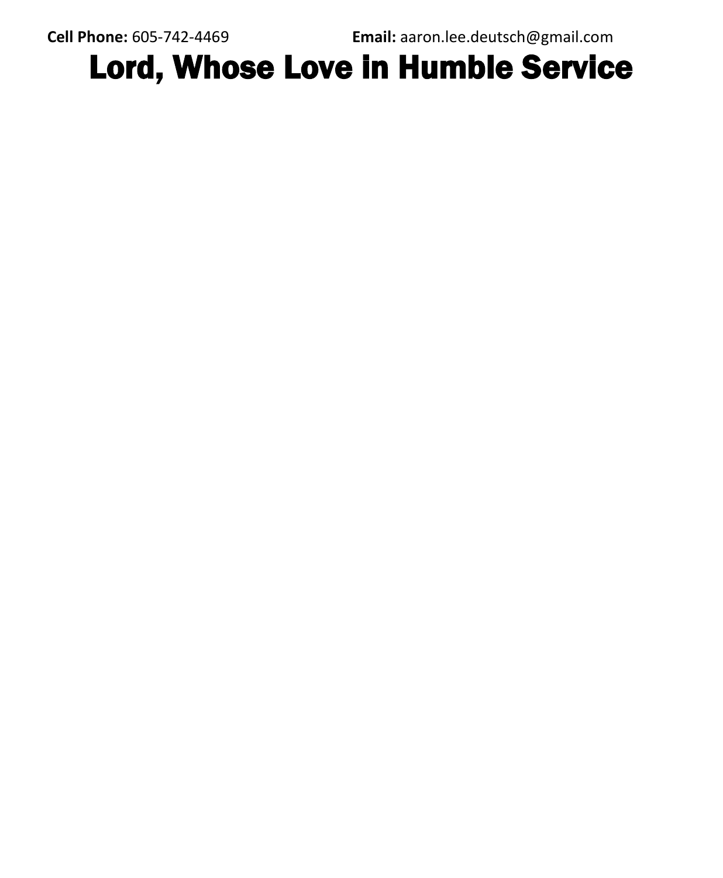**Cell Phone:** 605-742-4469 **Email:** aaron.lee.deutsch@gmail.com

# Lord, Whose Love in Humble Service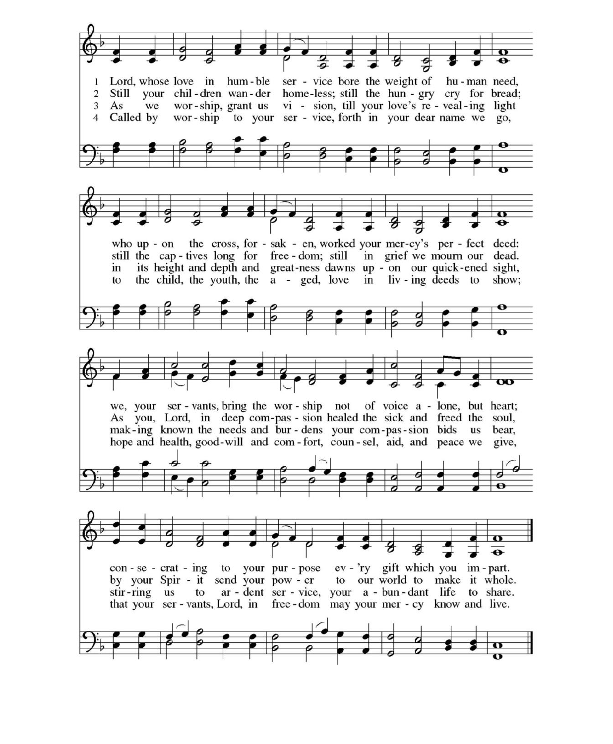1 Lord, whose love in hum - ble ser - vice bore the weight of hu - man need,
2 Still your chil - dren wan - der home - less; still the hun - gry cry for bread;
3 As we wor - ship, grant us vi - sion, till your love's re - veal - ing light
4 Called by wor - ship to your ser - vice, forth in your dear name we go,

who up - on the cross, for - sak - en, worked your mer - cy's per - fect deed:
still the cap - tives long for free - dom; still in grief we mourn our dead.
in its height and depth and great - ness dawns up - on our quick - ened sight,
to the child, the youth, the a - ged, love in liv - ing deeds to show;

we, your ser - vants, bring the wor - ship not of voice a - lone, but heart;
As you, Lord, in deep com - pas - sion healed the sick and freed the soul,
mak - ing known the needs and bur - dens your com - pas - sion bids us bear,
hope and health, good - will and com - fort, coun - sel, aid, and peace we give,

con - se - crat - ing to your pur - pose ev - 'ry gift which you im - part.
by your Spir - it send your pow - er to our world to make it whole.
stir - ring us to ar - dent ser - vice, your a - bun - dant life to share.
that your ser - vants, Lord, in free - dom may your mer - cy know and live.